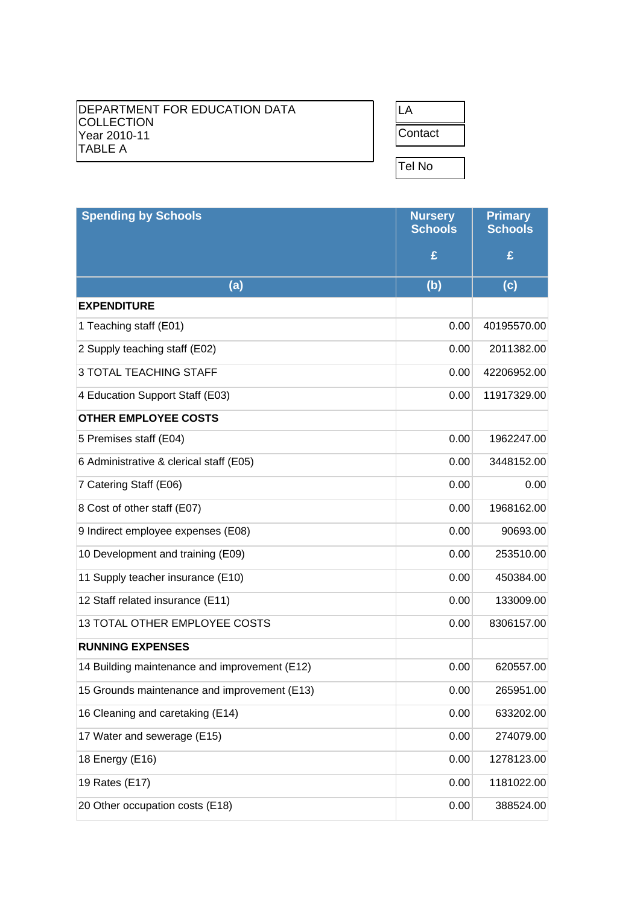DEPARTMENT FOR EDUCATION DATA COLLECTION
Year 2010-11
TABLE A

| LA | |
|---|---|
| Contact | |
| Tel No | |

| Spending by Schools | Nursery Schools £ | Primary Schools £ |
|---|---|---|
| (a) | (b) | (c) |
| **EXPENDITURE** | | |
| 1 Teaching staff (E01) | 0.00 | 40195570.00 |
| 2 Supply teaching staff (E02) | 0.00 | 2011382.00 |
| 3 TOTAL TEACHING STAFF | 0.00 | 42206952.00 |
| 4 Education Support Staff (E03) | 0.00 | 11917329.00 |
| **OTHER EMPLOYEE COSTS** | | |
| 5 Premises staff (E04) | 0.00 | 1962247.00 |
| 6 Administrative & clerical staff (E05) | 0.00 | 3448152.00 |
| 7 Catering Staff (E06) | 0.00 | 0.00 |
| 8 Cost of other staff (E07) | 0.00 | 1968162.00 |
| 9 Indirect employee expenses (E08) | 0.00 | 90693.00 |
| 10 Development and training (E09) | 0.00 | 253510.00 |
| 11 Supply teacher insurance (E10) | 0.00 | 450384.00 |
| 12 Staff related insurance (E11) | 0.00 | 133009.00 |
| 13 TOTAL OTHER EMPLOYEE COSTS | 0.00 | 8306157.00 |
| **RUNNING EXPENSES** | | |
| 14 Building maintenance and improvement (E12) | 0.00 | 620557.00 |
| 15 Grounds maintenance and improvement (E13) | 0.00 | 265951.00 |
| 16 Cleaning and caretaking (E14) | 0.00 | 633202.00 |
| 17 Water and sewerage (E15) | 0.00 | 274079.00 |
| 18 Energy (E16) | 0.00 | 1278123.00 |
| 19 Rates (E17) | 0.00 | 1181022.00 |
| 20 Other occupation costs (E18) | 0.00 | 388524.00 |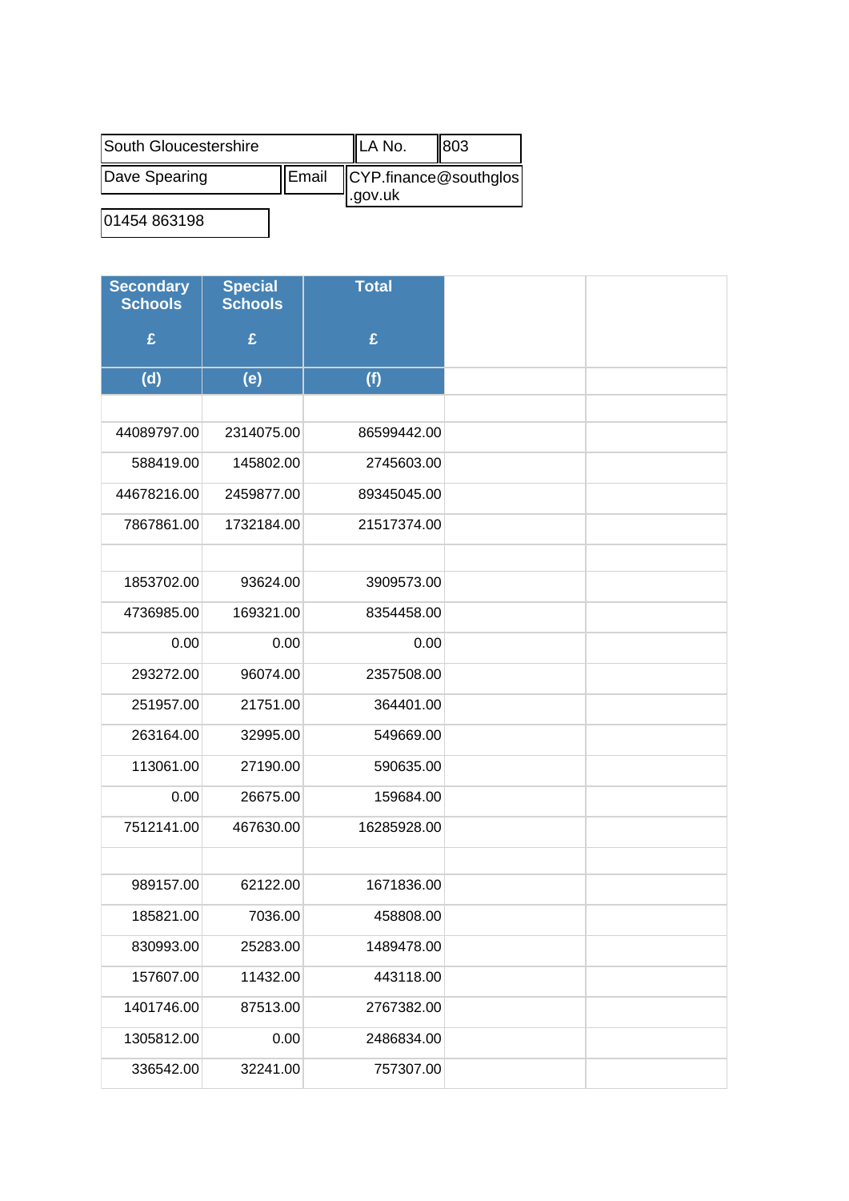| South Gloucestershire | LA No. | 803 |
|---|---|---|
| Dave Spearing | Email | CYP.finance@southglos.gov.uk |
| 01454 863198 | | |

| Secondary Schools £ | Special Schools £ | Total £ | | |
|---|---|---|---|---|
| (d) | (e) | (f) | | |
| | | | | |
| 44089797.00 | 2314075.00 | 86599442.00 | | |
| 588419.00 | 145802.00 | 2745603.00 | | |
| 44678216.00 | 2459877.00 | 89345045.00 | | |
| 7867861.00 | 1732184.00 | 21517374.00 | | |
| | | | | |
| 1853702.00 | 93624.00 | 3909573.00 | | |
| 4736985.00 | 169321.00 | 8354458.00 | | |
| 0.00 | 0.00 | 0.00 | | |
| 293272.00 | 96074.00 | 2357508.00 | | |
| 251957.00 | 21751.00 | 364401.00 | | |
| 263164.00 | 32995.00 | 549669.00 | | |
| 113061.00 | 27190.00 | 590635.00 | | |
| 0.00 | 26675.00 | 159684.00 | | |
| 7512141.00 | 467630.00 | 16285928.00 | | |
| | | | | |
| 989157.00 | 62122.00 | 1671836.00 | | |
| 185821.00 | 7036.00 | 458808.00 | | |
| 830993.00 | 25283.00 | 1489478.00 | | |
| 157607.00 | 11432.00 | 443118.00 | | |
| 1401746.00 | 87513.00 | 2767382.00 | | |
| 1305812.00 | 0.00 | 2486834.00 | | |
| 336542.00 | 32241.00 | 757307.00 | | |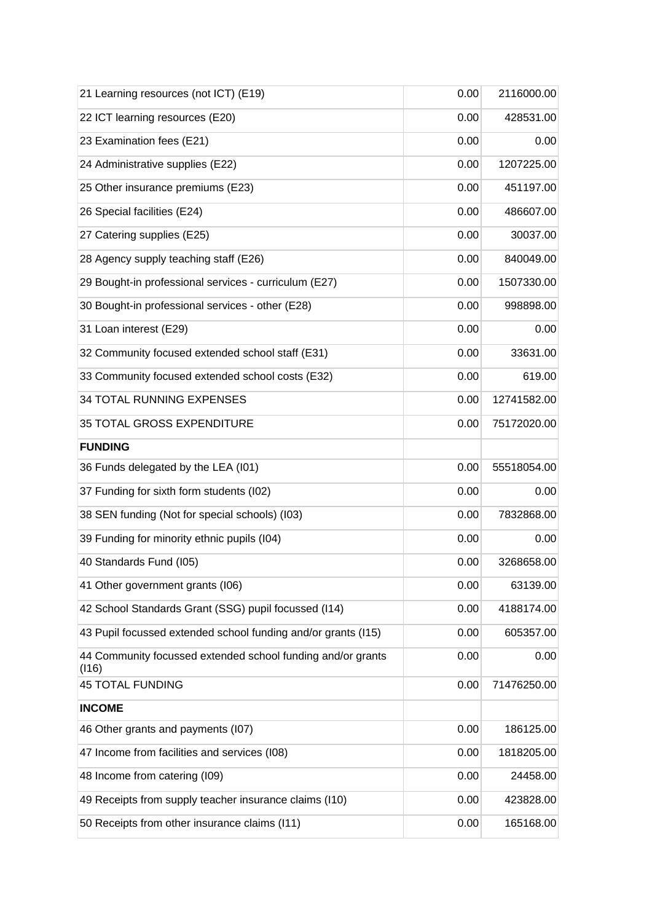| | | |
|---|---|---|
| 21 Learning resources (not ICT) (E19) | 0.00 | 2116000.00 |
| 22 ICT learning resources (E20) | 0.00 | 428531.00 |
| 23 Examination fees (E21) | 0.00 | 0.00 |
| 24 Administrative supplies (E22) | 0.00 | 1207225.00 |
| 25 Other insurance premiums (E23) | 0.00 | 451197.00 |
| 26 Special facilities (E24) | 0.00 | 486607.00 |
| 27 Catering supplies (E25) | 0.00 | 30037.00 |
| 28 Agency supply teaching staff (E26) | 0.00 | 840049.00 |
| 29 Bought-in professional services - curriculum (E27) | 0.00 | 1507330.00 |
| 30 Bought-in professional services - other (E28) | 0.00 | 998898.00 |
| 31 Loan interest (E29) | 0.00 | 0.00 |
| 32 Community focused extended school staff (E31) | 0.00 | 33631.00 |
| 33 Community focused extended school costs (E32) | 0.00 | 619.00 |
| 34 TOTAL RUNNING EXPENSES | 0.00 | 12741582.00 |
| 35 TOTAL GROSS EXPENDITURE | 0.00 | 75172020.00 |
| **FUNDING** | | |
| 36 Funds delegated by the LEA (I01) | 0.00 | 55518054.00 |
| 37 Funding for sixth form students (I02) | 0.00 | 0.00 |
| 38 SEN funding (Not for special schools) (I03) | 0.00 | 7832868.00 |
| 39 Funding for minority ethnic pupils (I04) | 0.00 | 0.00 |
| 40 Standards Fund (I05) | 0.00 | 3268658.00 |
| 41 Other government grants (I06) | 0.00 | 63139.00 |
| 42 School Standards Grant (SSG) pupil focussed (I14) | 0.00 | 4188174.00 |
| 43 Pupil focussed extended school funding and/or grants (I15) | 0.00 | 605357.00 |
| 44 Community focussed extended school funding and/or grants (I16) | 0.00 | 0.00 |
| 45 TOTAL FUNDING | 0.00 | 71476250.00 |
| **INCOME** | | |
| 46 Other grants and payments (I07) | 0.00 | 186125.00 |
| 47 Income from facilities and services (I08) | 0.00 | 1818205.00 |
| 48 Income from catering (I09) | 0.00 | 24458.00 |
| 49 Receipts from supply teacher insurance claims (I10) | 0.00 | 423828.00 |
| 50 Receipts from other insurance claims (I11) | 0.00 | 165168.00 |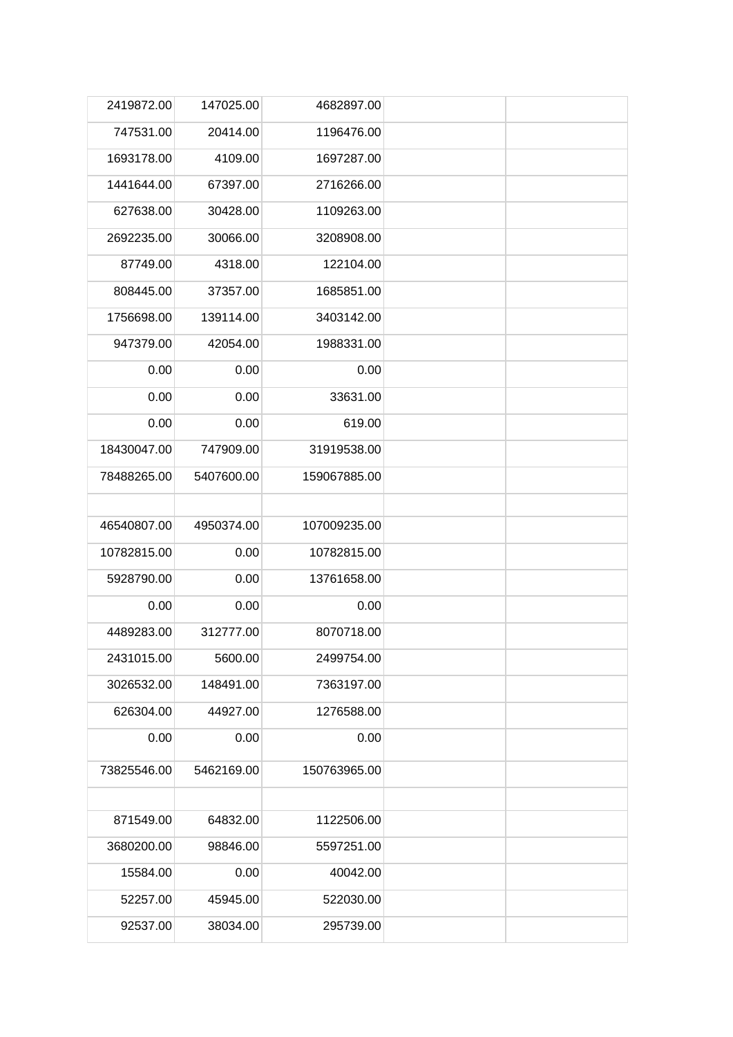| | | | | |
|---|---|---|---|---|
| 2419872.00 | 147025.00 | 4682897.00 | | |
| 747531.00 | 20414.00 | 1196476.00 | | |
| 1693178.00 | 4109.00 | 1697287.00 | | |
| 1441644.00 | 67397.00 | 2716266.00 | | |
| 627638.00 | 30428.00 | 1109263.00 | | |
| 2692235.00 | 30066.00 | 3208908.00 | | |
| 87749.00 | 4318.00 | 122104.00 | | |
| 808445.00 | 37357.00 | 1685851.00 | | |
| 1756698.00 | 139114.00 | 3403142.00 | | |
| 947379.00 | 42054.00 | 1988331.00 | | |
| 0.00 | 0.00 | 0.00 | | |
| 0.00 | 0.00 | 33631.00 | | |
| 0.00 | 0.00 | 619.00 | | |
| 18430047.00 | 747909.00 | 31919538.00 | | |
| 78488265.00 | 5407600.00 | 159067885.00 | | |
| | | | | |
| 46540807.00 | 4950374.00 | 107009235.00 | | |
| 10782815.00 | 0.00 | 10782815.00 | | |
| 5928790.00 | 0.00 | 13761658.00 | | |
| 0.00 | 0.00 | 0.00 | | |
| 4489283.00 | 312777.00 | 8070718.00 | | |
| 2431015.00 | 5600.00 | 2499754.00 | | |
| 3026532.00 | 148491.00 | 7363197.00 | | |
| 626304.00 | 44927.00 | 1276588.00 | | |
| 0.00 | 0.00 | 0.00 | | |
| 73825546.00 | 5462169.00 | 150763965.00 | | |
| | | | | |
| 871549.00 | 64832.00 | 1122506.00 | | |
| 3680200.00 | 98846.00 | 5597251.00 | | |
| 15584.00 | 0.00 | 40042.00 | | |
| 52257.00 | 45945.00 | 522030.00 | | |
| 92537.00 | 38034.00 | 295739.00 | | |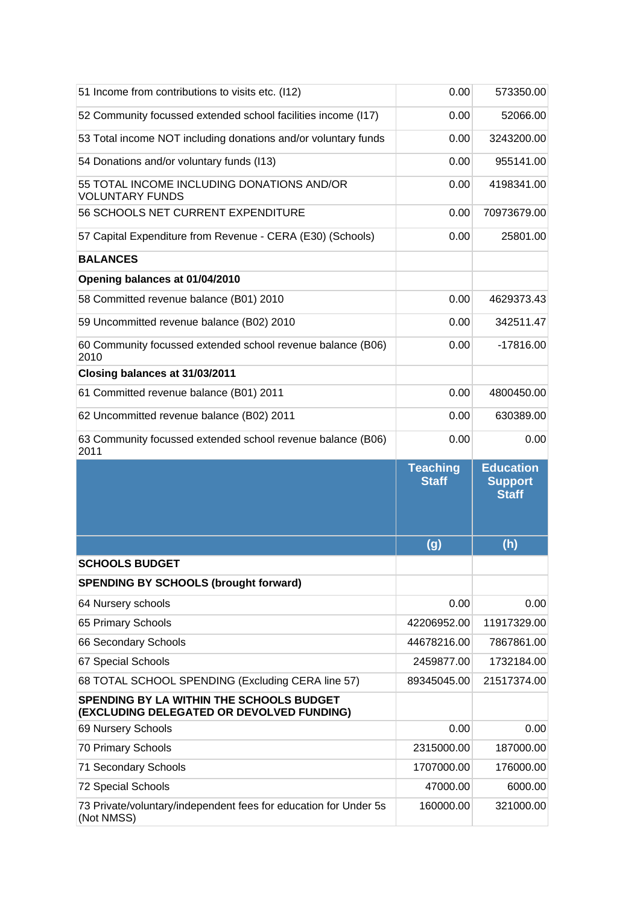| | | |
|---|---|---|
| 51 Income from contributions to visits etc. (I12) | 0.00 | 573350.00 |
| 52 Community focussed extended school facilities income (I17) | 0.00 | 52066.00 |
| 53 Total income NOT including donations and/or voluntary funds | 0.00 | 3243200.00 |
| 54 Donations and/or voluntary funds (I13) | 0.00 | 955141.00 |
| 55 TOTAL INCOME INCLUDING DONATIONS AND/OR VOLUNTARY FUNDS | 0.00 | 4198341.00 |
| 56 SCHOOLS NET CURRENT EXPENDITURE | 0.00 | 70973679.00 |
| 57 Capital Expenditure from Revenue - CERA (E30) (Schools) | 0.00 | 25801.00 |
| **BALANCES** | | |
| **Opening balances at 01/04/2010** | | |
| 58 Committed revenue balance (B01) 2010 | 0.00 | 4629373.43 |
| 59 Uncommitted revenue balance (B02) 2010 | 0.00 | 342511.47 |
| 60 Community focussed extended school revenue balance (B06) 2010 | 0.00 | -17816.00 |
| **Closing balances at 31/03/2011** | | |
| 61 Committed revenue balance (B01) 2011 | 0.00 | 4800450.00 |
| 62 Uncommitted revenue balance (B02) 2011 | 0.00 | 630389.00 |
| 63 Community focussed extended school revenue balance (B06) 2011 | 0.00 | 0.00 |

| | Teaching Staff | Education Support Staff |
|---|---|---|
| | (g) | (h) |
| **SCHOOLS BUDGET** | | |
| **SPENDING BY SCHOOLS (brought forward)** | | |
| 64 Nursery schools | 0.00 | 0.00 |
| 65 Primary Schools | 42206952.00 | 11917329.00 |
| 66 Secondary Schools | 44678216.00 | 7867861.00 |
| 67 Special Schools | 2459877.00 | 1732184.00 |
| 68 TOTAL SCHOOL SPENDING (Excluding CERA line 57) | 89345045.00 | 21517374.00 |
| **SPENDING BY LA WITHIN THE SCHOOLS BUDGET (EXCLUDING DELEGATED OR DEVOLVED FUNDING)** | | |
| 69 Nursery Schools | 0.00 | 0.00 |
| 70 Primary Schools | 2315000.00 | 187000.00 |
| 71 Secondary Schools | 1707000.00 | 176000.00 |
| 72 Special Schools | 47000.00 | 6000.00 |
| 73 Private/voluntary/independent fees for education for Under 5s (Not NMSS) | 160000.00 | 321000.00 |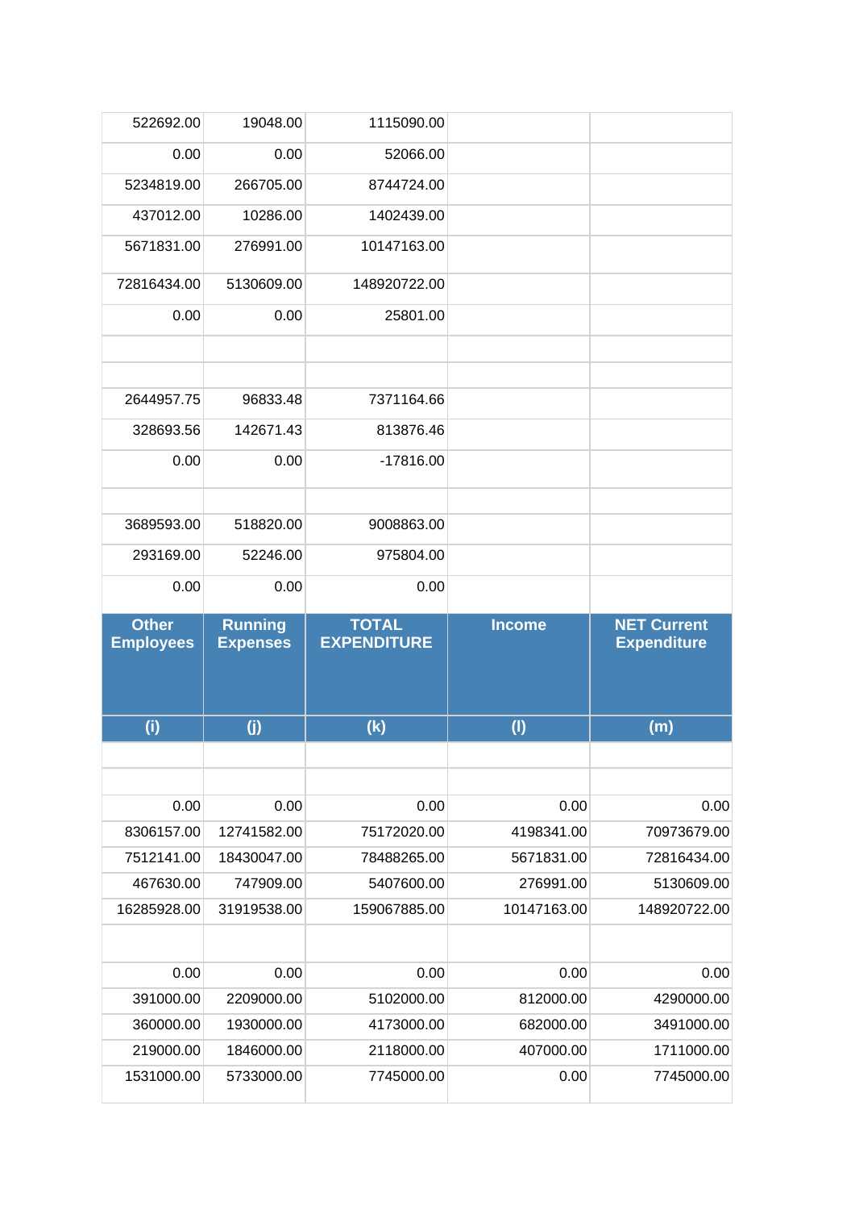| | | | | |
|---|---|---|---|---|
| 522692.00 | 19048.00 | 1115090.00 | | |
| 0.00 | 0.00 | 52066.00 | | |
| 5234819.00 | 266705.00 | 8744724.00 | | |
| 437012.00 | 10286.00 | 1402439.00 | | |
| 5671831.00 | 276991.00 | 10147163.00 | | |
| 72816434.00 | 5130609.00 | 148920722.00 | | |
| 0.00 | 0.00 | 25801.00 | | |
| | | | | |
| | | | | |
| 2644957.75 | 96833.48 | 7371164.66 | | |
| 328693.56 | 142671.43 | 813876.46 | | |
| 0.00 | 0.00 | -17816.00 | | |
| | | | | |
| 3689593.00 | 518820.00 | 9008863.00 | | |
| 293169.00 | 52246.00 | 975804.00 | | |
| 0.00 | 0.00 | 0.00 | | |

| Other Employees | Running Expenses | TOTAL EXPENDITURE | Income | NET Current Expenditure |
|---|---|---|---|---|
| (i) | (j) | (k) | (l) | (m) |
| | | | | |
| | | | | |
| 0.00 | 0.00 | 0.00 | 0.00 | 0.00 |
| 8306157.00 | 12741582.00 | 75172020.00 | 4198341.00 | 70973679.00 |
| 7512141.00 | 18430047.00 | 78488265.00 | 5671831.00 | 72816434.00 |
| 467630.00 | 747909.00 | 5407600.00 | 276991.00 | 5130609.00 |
| 16285928.00 | 31919538.00 | 159067885.00 | 10147163.00 | 148920722.00 |
| | | | | |
| 0.00 | 0.00 | 0.00 | 0.00 | 0.00 |
| 391000.00 | 2209000.00 | 5102000.00 | 812000.00 | 4290000.00 |
| 360000.00 | 1930000.00 | 4173000.00 | 682000.00 | 3491000.00 |
| 219000.00 | 1846000.00 | 2118000.00 | 407000.00 | 1711000.00 |
| 1531000.00 | 5733000.00 | 7745000.00 | 0.00 | 7745000.00 |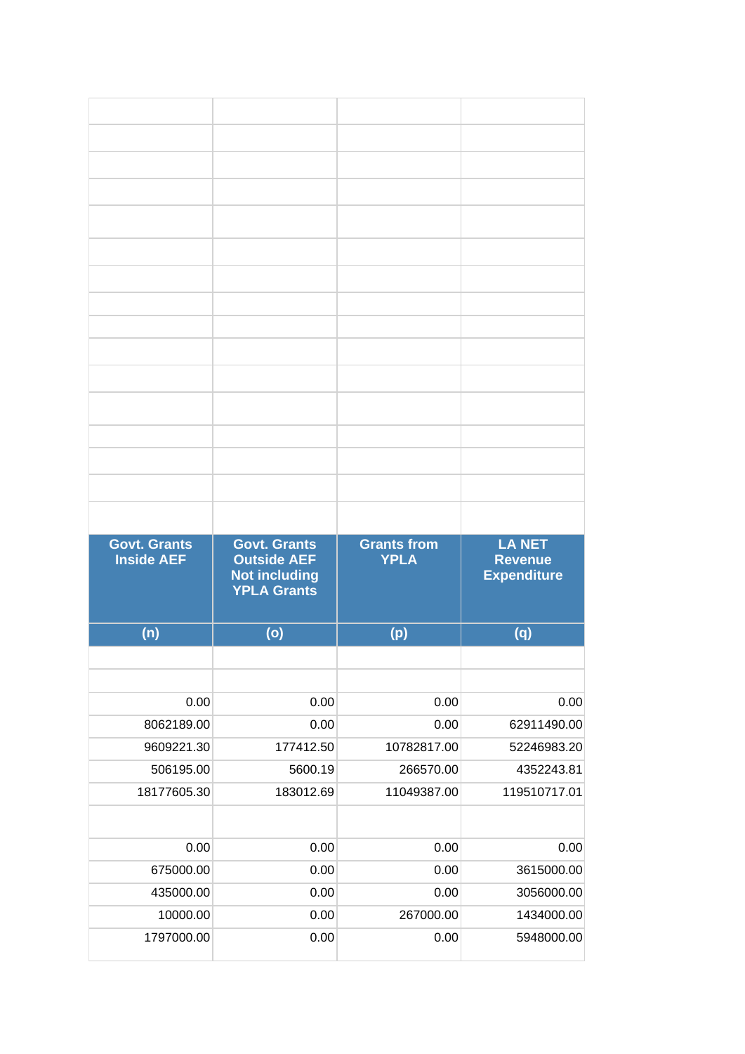| Govt. Grants Inside AEF | Govt. Grants Outside AEF Not including YPLA Grants | Grants from YPLA | LA NET Revenue Expenditure |
|---|---|---|---|
| (n) | (o) | (p) | (q) |
| | | | |
| | | | |
| 0.00 | 0.00 | 0.00 | 0.00 |
| 8062189.00 | 0.00 | 0.00 | 62911490.00 |
| 9609221.30 | 177412.50 | 10782817.00 | 52246983.20 |
| 506195.00 | 5600.19 | 266570.00 | 4352243.81 |
| 18177605.30 | 183012.69 | 11049387.00 | 119510717.01 |
| | | | |
| 0.00 | 0.00 | 0.00 | 0.00 |
| 675000.00 | 0.00 | 0.00 | 3615000.00 |
| 435000.00 | 0.00 | 0.00 | 3056000.00 |
| 10000.00 | 0.00 | 267000.00 | 1434000.00 |
| 1797000.00 | 0.00 | 0.00 | 5948000.00 |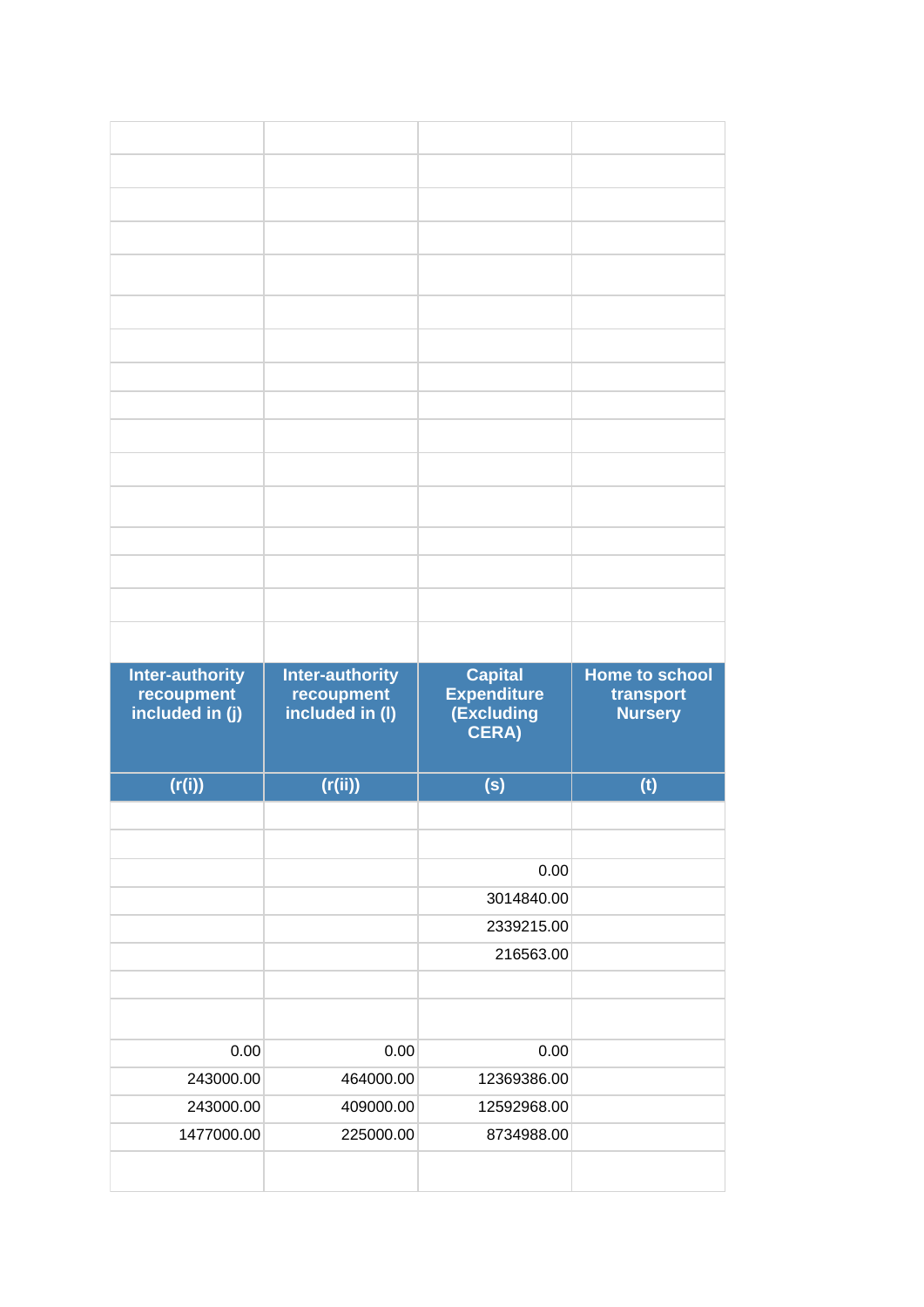| Inter-authority recoupment included in (j) | Inter-authority recoupment included in (l) | Capital Expenditure (Excluding CERA) | Home to school transport Nursery |
|---|---|---|---|
| (r(i)) | (r(ii)) | (s) | (t) |
| | | | |
| | | | |
| | | 0.00 | |
| | | 3014840.00 | |
| | | 2339215.00 | |
| | | 216563.00 | |
| | | | |
| | | | |
| 0.00 | 0.00 | 0.00 | |
| 243000.00 | 464000.00 | 12369386.00 | |
| 243000.00 | 409000.00 | 12592968.00 | |
| 1477000.00 | 225000.00 | 8734988.00 | |
| | | | |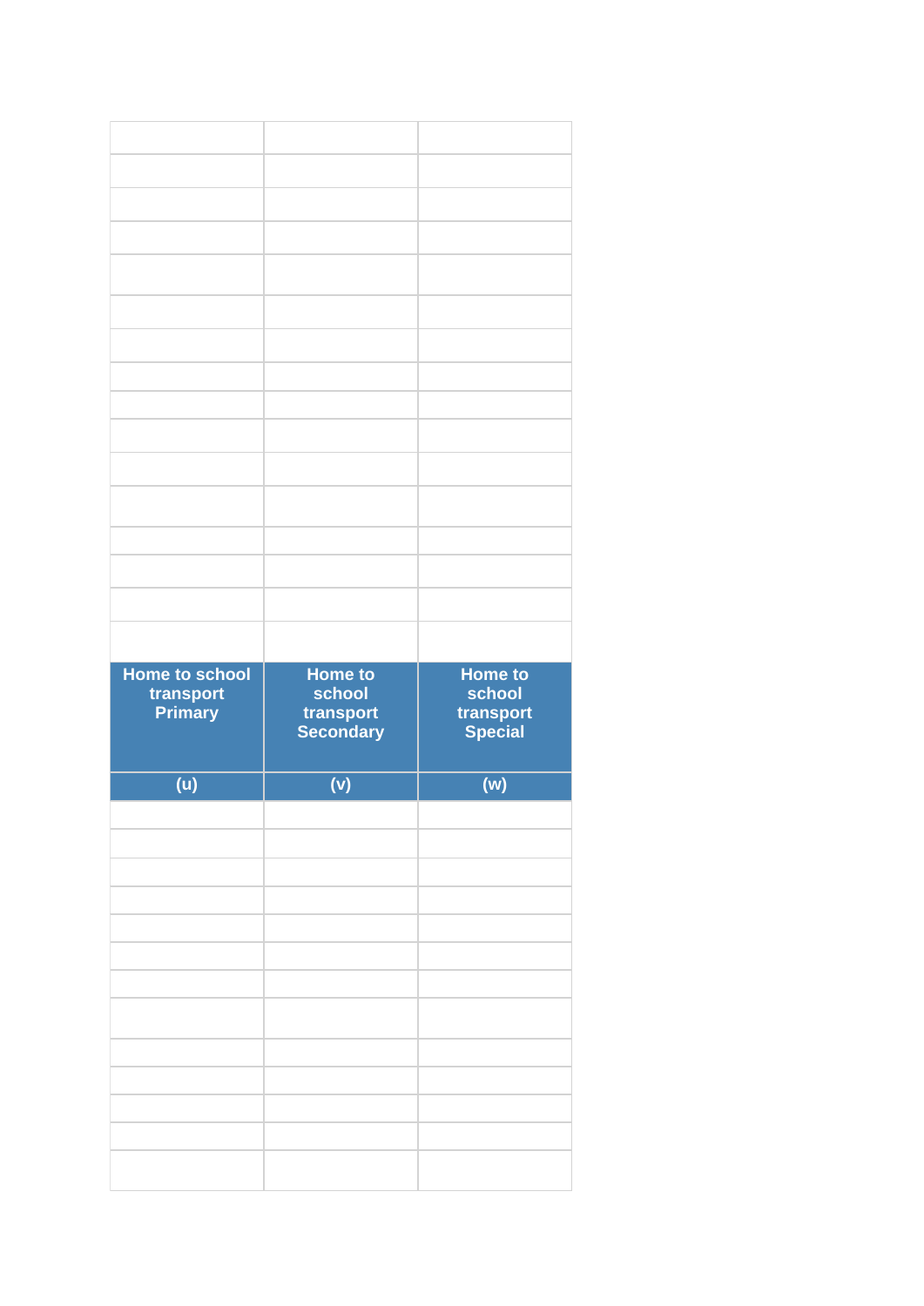| | | |
|---|---|---|
| | | |
| | | |
| | | |
| | | |
| | | |
| | | |
| | | |
| | | |
| | | |
| | | |
| | | |
| | | |
| | | |
| | | |
| | | |
| **Home to school transport Primary** | **Home to school transport Secondary** | **Home to school transport Special** |
| **(u)** | **(v)** | **(w)** |
| | | |
| | | |
| | | |
| | | |
| | | |
| | | |
| | | |
| | | |
| | | |
| | | |
| | | |
| | | |
| | | |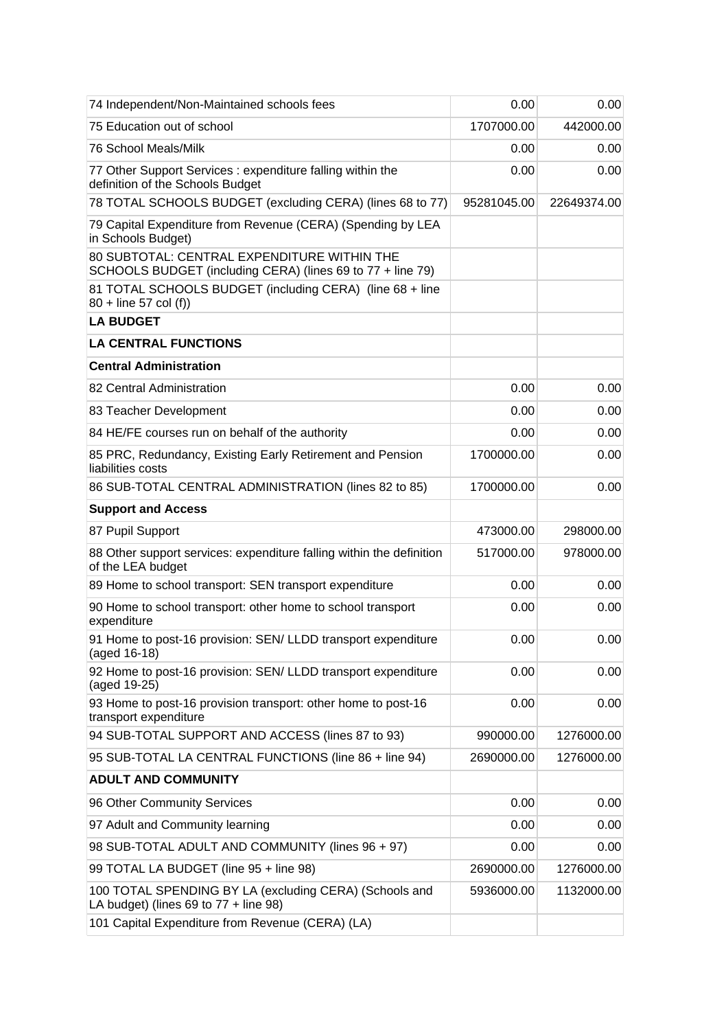| | | |
|---|---|---|
| 74 Independent/Non-Maintained schools fees | 0.00 | 0.00 |
| 75 Education out of school | 1707000.00 | 442000.00 |
| 76 School Meals/Milk | 0.00 | 0.00 |
| 77 Other Support Services : expenditure falling within the definition of the Schools Budget | 0.00 | 0.00 |
| 78 TOTAL SCHOOLS BUDGET (excluding CERA) (lines 68 to 77) | 95281045.00 | 22649374.00 |
| 79 Capital Expenditure from Revenue (CERA) (Spending by LEA in Schools Budget) | | |
| 80 SUBTOTAL: CENTRAL EXPENDITURE WITHIN THE SCHOOLS BUDGET (including CERA) (lines 69 to 77 + line 79) | | |
| 81 TOTAL SCHOOLS BUDGET (including CERA) (line 68 + line 80 + line 57 col (f)) | | |
| **LA BUDGET** | | |
| **LA CENTRAL FUNCTIONS** | | |
| **Central Administration** | | |
| 82 Central Administration | 0.00 | 0.00 |
| 83 Teacher Development | 0.00 | 0.00 |
| 84 HE/FE courses run on behalf of the authority | 0.00 | 0.00 |
| 85 PRC, Redundancy, Existing Early Retirement and Pension liabilities costs | 1700000.00 | 0.00 |
| 86 SUB-TOTAL CENTRAL ADMINISTRATION (lines 82 to 85) | 1700000.00 | 0.00 |
| **Support and Access** | | |
| 87 Pupil Support | 473000.00 | 298000.00 |
| 88 Other support services: expenditure falling within the definition of the LEA budget | 517000.00 | 978000.00 |
| 89 Home to school transport: SEN transport expenditure | 0.00 | 0.00 |
| 90 Home to school transport: other home to school transport expenditure | 0.00 | 0.00 |
| 91 Home to post-16 provision: SEN/ LLDD transport expenditure (aged 16-18) | 0.00 | 0.00 |
| 92 Home to post-16 provision: SEN/ LLDD transport expenditure (aged 19-25) | 0.00 | 0.00 |
| 93 Home to post-16 provision transport: other home to post-16 transport expenditure | 0.00 | 0.00 |
| 94 SUB-TOTAL SUPPORT AND ACCESS (lines 87 to 93) | 990000.00 | 1276000.00 |
| 95 SUB-TOTAL LA CENTRAL FUNCTIONS (line 86 + line 94) | 2690000.00 | 1276000.00 |
| **ADULT AND COMMUNITY** | | |
| 96 Other Community Services | 0.00 | 0.00 |
| 97 Adult and Community learning | 0.00 | 0.00 |
| 98 SUB-TOTAL ADULT AND COMMUNITY (lines 96 + 97) | 0.00 | 0.00 |
| 99 TOTAL LA BUDGET (line 95 + line 98) | 2690000.00 | 1276000.00 |
| 100 TOTAL SPENDING BY LA (excluding CERA) (Schools and LA budget) (lines 69 to 77 + line 98) | 5936000.00 | 1132000.00 |
| 101 Capital Expenditure from Revenue (CERA) (LA) | | |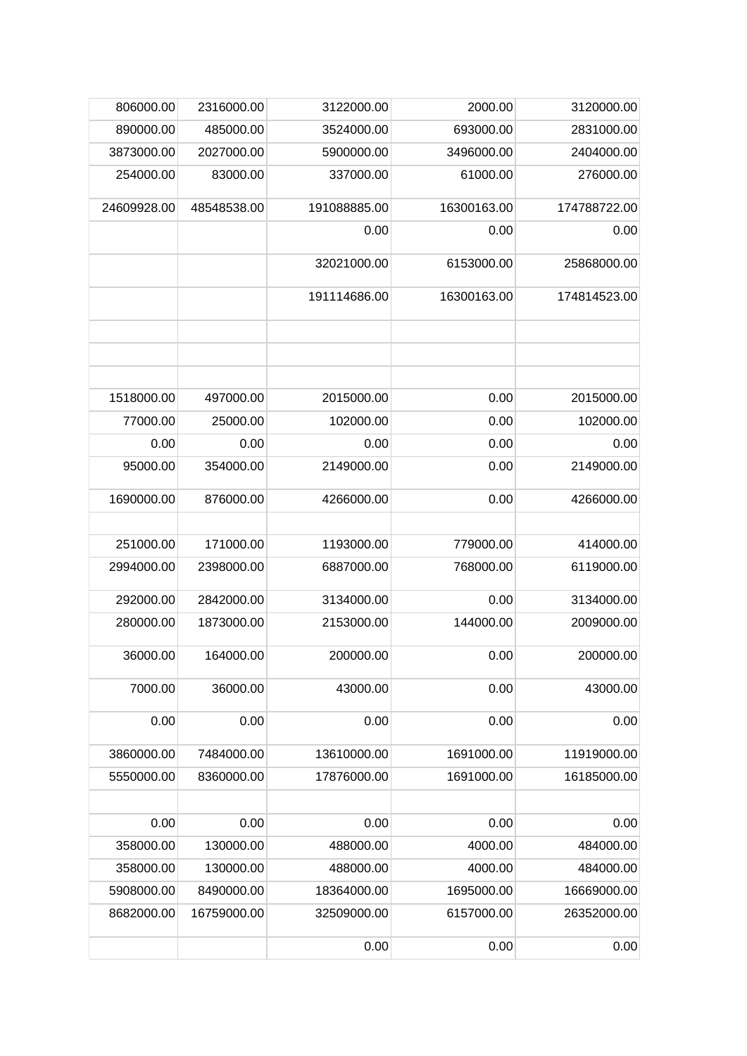|  |  |  |  |  |
|---|---|---|---|---|
| 806000.00 | 2316000.00 | 3122000.00 | 2000.00 | 3120000.00 |
| 890000.00 | 485000.00 | 3524000.00 | 693000.00 | 2831000.00 |
| 3873000.00 | 2027000.00 | 5900000.00 | 3496000.00 | 2404000.00 |
| 254000.00 | 83000.00 | 337000.00 | 61000.00 | 276000.00 |
| 24609928.00 | 48548538.00 | 191088885.00 | 16300163.00 | 174788722.00 |
|  |  | 0.00 | 0.00 | 0.00 |
|  |  | 32021000.00 | 6153000.00 | 25868000.00 |
|  |  | 191114686.00 | 16300163.00 | 174814523.00 |
|  |  |  |  |  |
|  |  |  |  |  |
|  |  |  |  |  |
| 1518000.00 | 497000.00 | 2015000.00 | 0.00 | 2015000.00 |
| 77000.00 | 25000.00 | 102000.00 | 0.00 | 102000.00 |
| 0.00 | 0.00 | 0.00 | 0.00 | 0.00 |
| 95000.00 | 354000.00 | 2149000.00 | 0.00 | 2149000.00 |
| 1690000.00 | 876000.00 | 4266000.00 | 0.00 | 4266000.00 |
|  |  |  |  |  |
| 251000.00 | 171000.00 | 1193000.00 | 779000.00 | 414000.00 |
| 2994000.00 | 2398000.00 | 6887000.00 | 768000.00 | 6119000.00 |
| 292000.00 | 2842000.00 | 3134000.00 | 0.00 | 3134000.00 |
| 280000.00 | 1873000.00 | 2153000.00 | 144000.00 | 2009000.00 |
| 36000.00 | 164000.00 | 200000.00 | 0.00 | 200000.00 |
| 7000.00 | 36000.00 | 43000.00 | 0.00 | 43000.00 |
| 0.00 | 0.00 | 0.00 | 0.00 | 0.00 |
| 3860000.00 | 7484000.00 | 13610000.00 | 1691000.00 | 11919000.00 |
| 5550000.00 | 8360000.00 | 17876000.00 | 1691000.00 | 16185000.00 |
|  |  |  |  |  |
| 0.00 | 0.00 | 0.00 | 0.00 | 0.00 |
| 358000.00 | 130000.00 | 488000.00 | 4000.00 | 484000.00 |
| 358000.00 | 130000.00 | 488000.00 | 4000.00 | 484000.00 |
| 5908000.00 | 8490000.00 | 18364000.00 | 1695000.00 | 16669000.00 |
| 8682000.00 | 16759000.00 | 32509000.00 | 6157000.00 | 26352000.00 |
|  |  | 0.00 | 0.00 | 0.00 |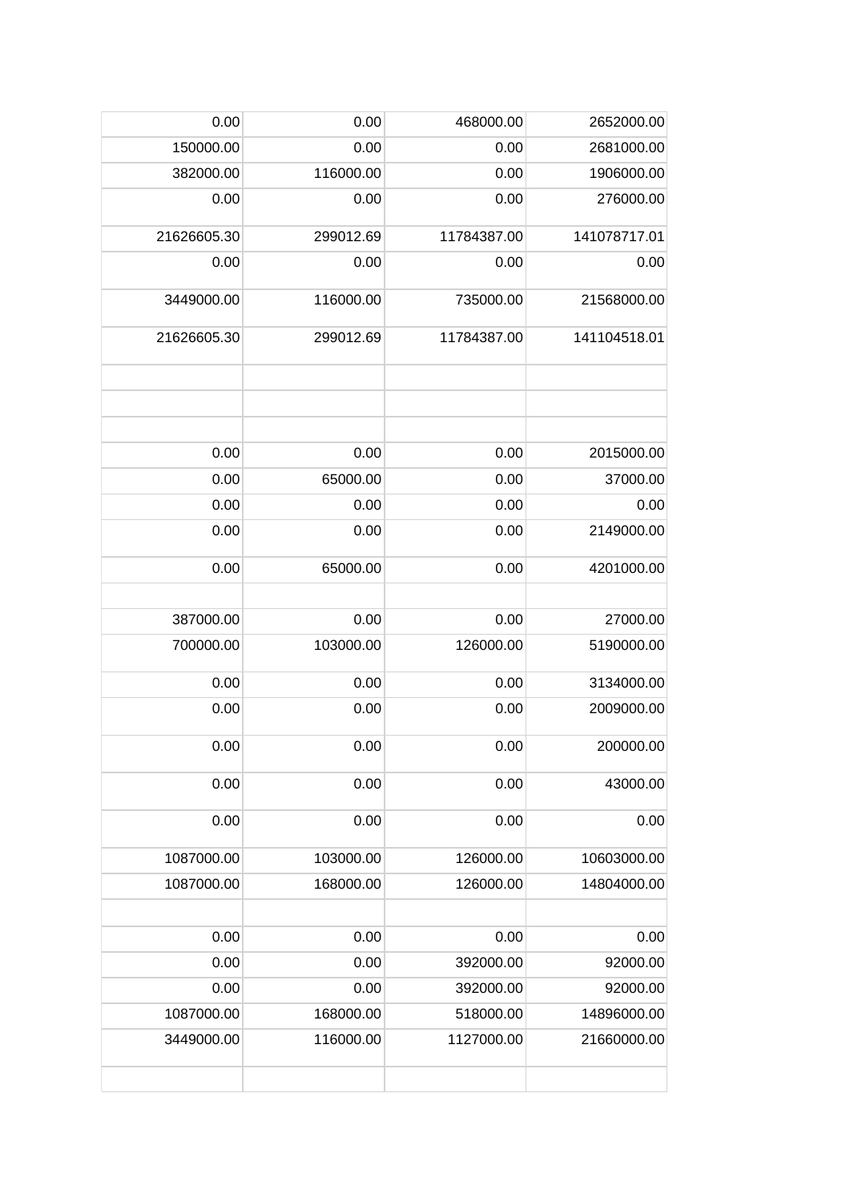| | | | |
|---|---|---|---|
| 0.00 | 0.00 | 468000.00 | 2652000.00 |
| 150000.00 | 0.00 | 0.00 | 2681000.00 |
| 382000.00 | 116000.00 | 0.00 | 1906000.00 |
| 0.00 | 0.00 | 0.00 | 276000.00 |
| 21626605.30 | 299012.69 | 11784387.00 | 141078717.01 |
| 0.00 | 0.00 | 0.00 | 0.00 |
| 3449000.00 | 116000.00 | 735000.00 | 21568000.00 |
| 21626605.30 | 299012.69 | 11784387.00 | 141104518.01 |
| | | | |
| | | | |
| | | | |
| 0.00 | 0.00 | 0.00 | 2015000.00 |
| 0.00 | 65000.00 | 0.00 | 37000.00 |
| 0.00 | 0.00 | 0.00 | 0.00 |
| 0.00 | 0.00 | 0.00 | 2149000.00 |
| 0.00 | 65000.00 | 0.00 | 4201000.00 |
| | | | |
| 387000.00 | 0.00 | 0.00 | 27000.00 |
| 700000.00 | 103000.00 | 126000.00 | 5190000.00 |
| 0.00 | 0.00 | 0.00 | 3134000.00 |
| 0.00 | 0.00 | 0.00 | 2009000.00 |
| 0.00 | 0.00 | 0.00 | 200000.00 |
| 0.00 | 0.00 | 0.00 | 43000.00 |
| 0.00 | 0.00 | 0.00 | 0.00 |
| 1087000.00 | 103000.00 | 126000.00 | 10603000.00 |
| 1087000.00 | 168000.00 | 126000.00 | 14804000.00 |
| | | | |
| 0.00 | 0.00 | 0.00 | 0.00 |
| 0.00 | 0.00 | 392000.00 | 92000.00 |
| 0.00 | 0.00 | 392000.00 | 92000.00 |
| 1087000.00 | 168000.00 | 518000.00 | 14896000.00 |
| 3449000.00 | 116000.00 | 1127000.00 | 21660000.00 |
| | | | |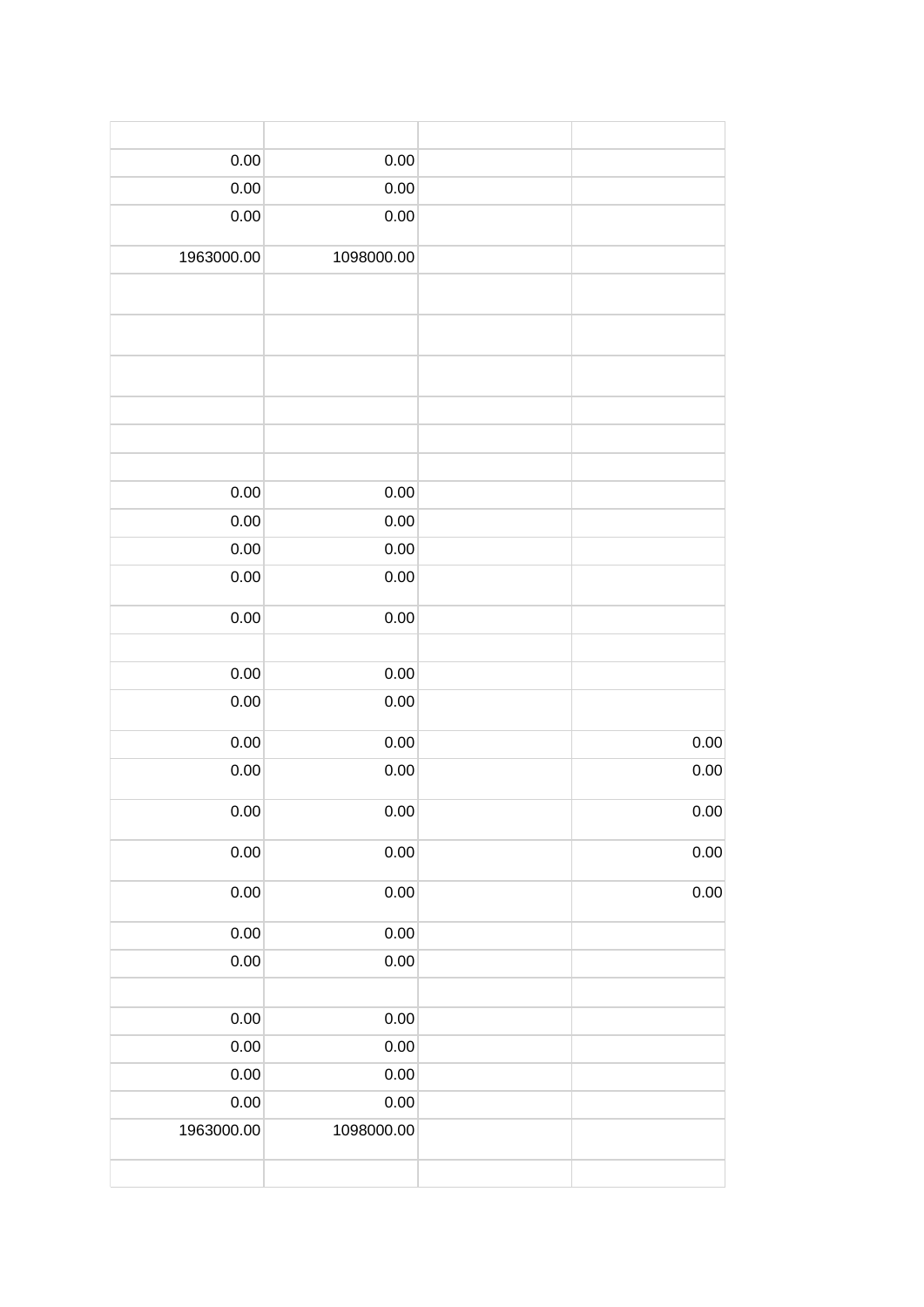| | | | |
|---|---|---|---|
| 0.00 | 0.00 | | |
| 0.00 | 0.00 | | |
| 0.00 | 0.00 | | |
| 1963000.00 | 1098000.00 | | |
| | | | |
| | | | |
| | | | |
| | | | |
| | | | |
| | | | |
| 0.00 | 0.00 | | |
| 0.00 | 0.00 | | |
| 0.00 | 0.00 | | |
| 0.00 | 0.00 | | |
| 0.00 | 0.00 | | |
| | | | |
| 0.00 | 0.00 | | |
| 0.00 | 0.00 | | |
| 0.00 | 0.00 | | 0.00 |
| 0.00 | 0.00 | | 0.00 |
| 0.00 | 0.00 | | 0.00 |
| 0.00 | 0.00 | | 0.00 |
| 0.00 | 0.00 | | 0.00 |
| 0.00 | 0.00 | | |
| 0.00 | 0.00 | | |
| | | | |
| 0.00 | 0.00 | | |
| 0.00 | 0.00 | | |
| 0.00 | 0.00 | | |
| 0.00 | 0.00 | | |
| 1963000.00 | 1098000.00 | | |
| | | | |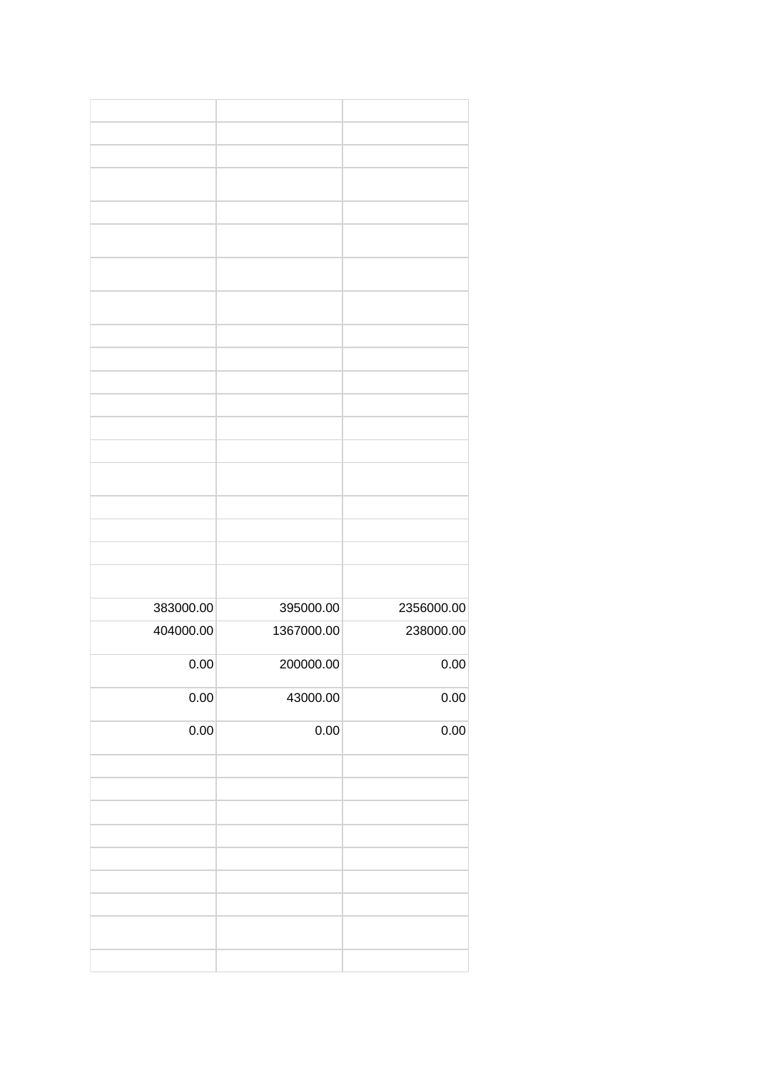| | | |
|---|---|---|
| | | |
| | | |
| | | |
| | | |
| | | |
| | | |
| | | |
| | | |
| | | |
| | | |
| | | |
| | | |
| | | |
| | | |
| | | |
| | | |
| | | |
| | | |
| 383000.00 | 395000.00 | 2356000.00 |
| 404000.00 | 1367000.00 | 238000.00 |
| 0.00 | 200000.00 | 0.00 |
| 0.00 | 43000.00 | 0.00 |
| 0.00 | 0.00 | 0.00 |
| | | |
| | | |
| | | |
| | | |
| | | |
| | | |
| | | |
| | | |
| | | |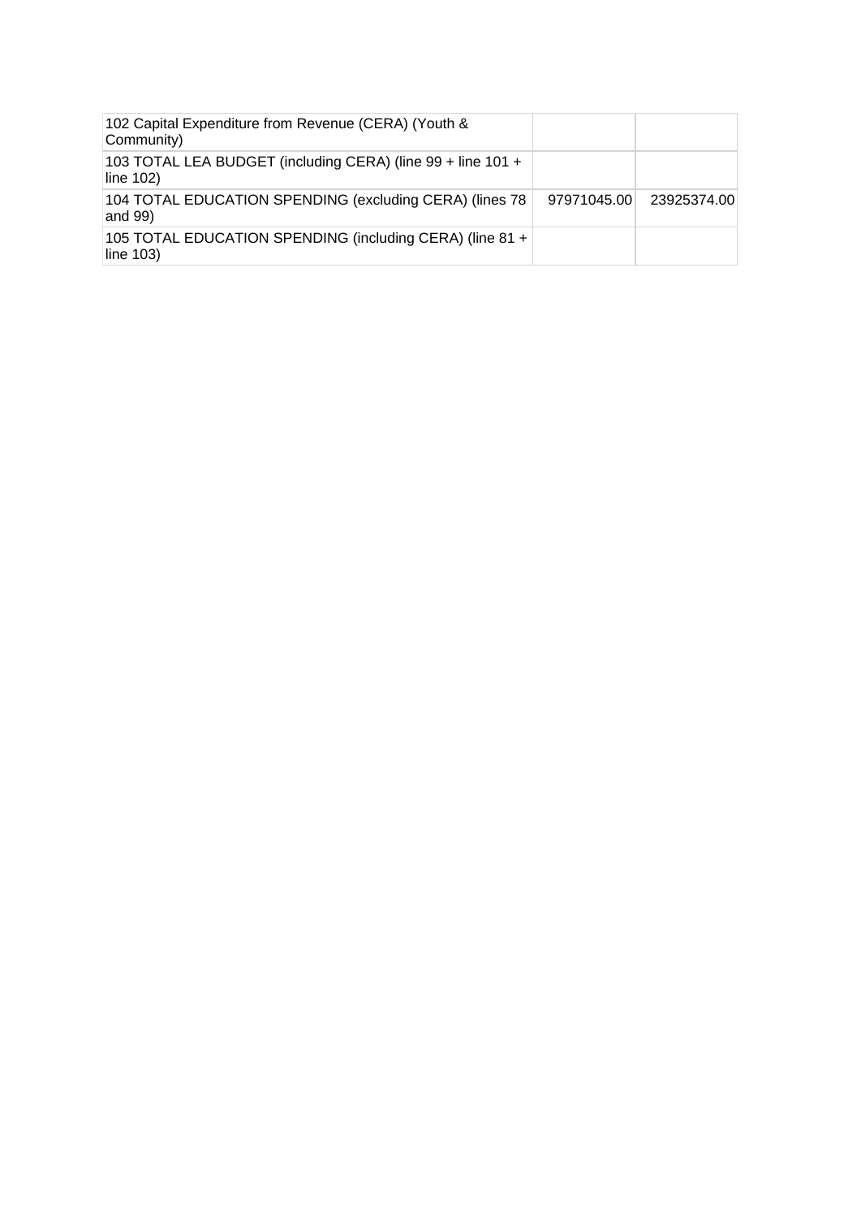| | | |
|---|---|---|
| 102 Capital Expenditure from Revenue (CERA) (Youth & Community) | | |
| 103 TOTAL LEA BUDGET (including CERA) (line 99 + line 101 + line 102) | | |
| 104 TOTAL EDUCATION SPENDING (excluding CERA) (lines 78 and 99) | 97971045.00 | 23925374.00 |
| 105 TOTAL EDUCATION SPENDING (including CERA) (line 81 + line 103) | | |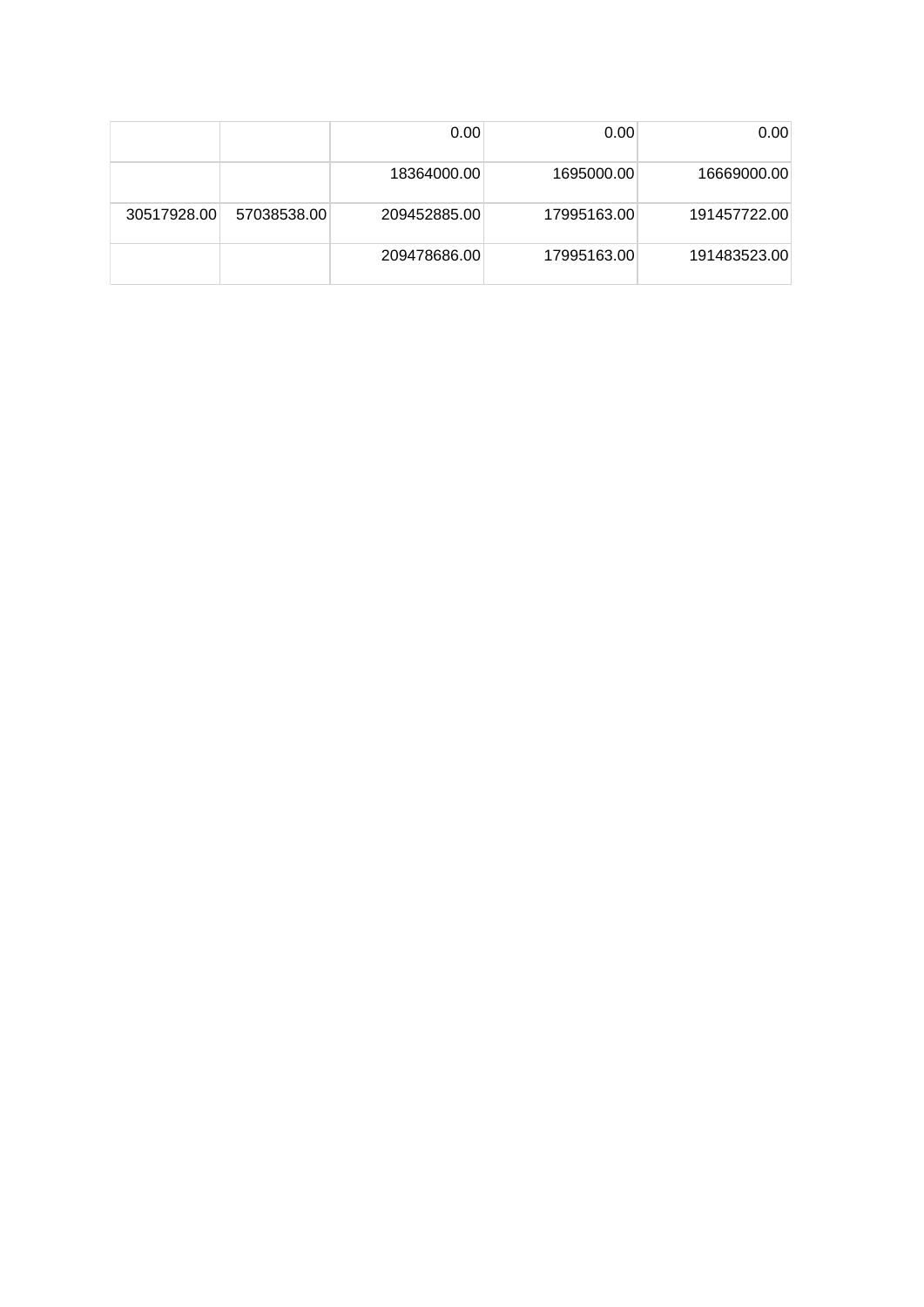| | | | | |
|---|---|---|---|---|
| | | 0.00 | 0.00 | 0.00 |
| | | 18364000.00 | 1695000.00 | 16669000.00 |
| 30517928.00 | 57038538.00 | 209452885.00 | 17995163.00 | 191457722.00 |
| | | 209478686.00 | 17995163.00 | 191483523.00 |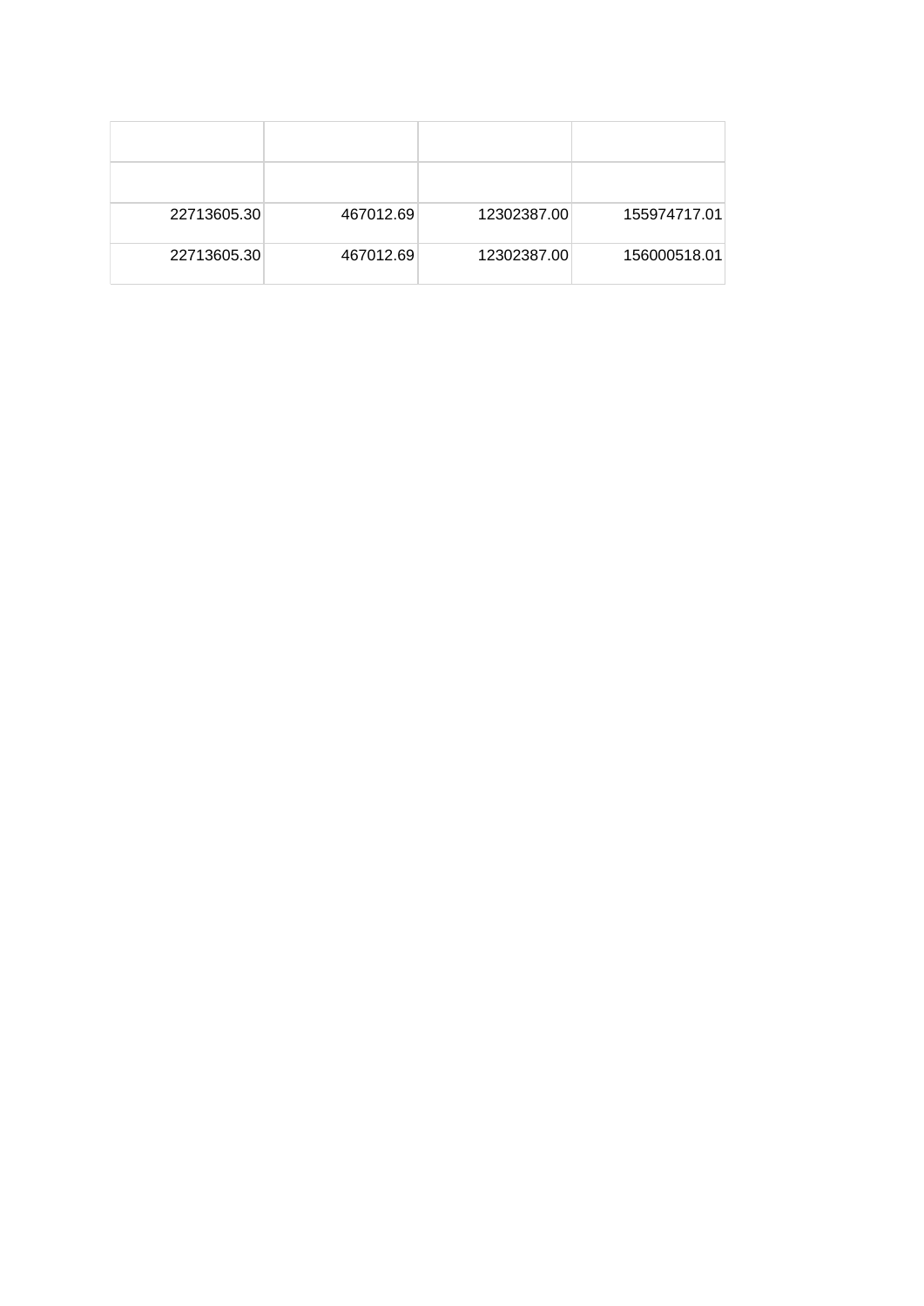| | | | |
|---|---|---|---|
| | | | |
| 22713605.30 | 467012.69 | 12302387.00 | 155974717.01 |
| 22713605.30 | 467012.69 | 12302387.00 | 156000518.01 |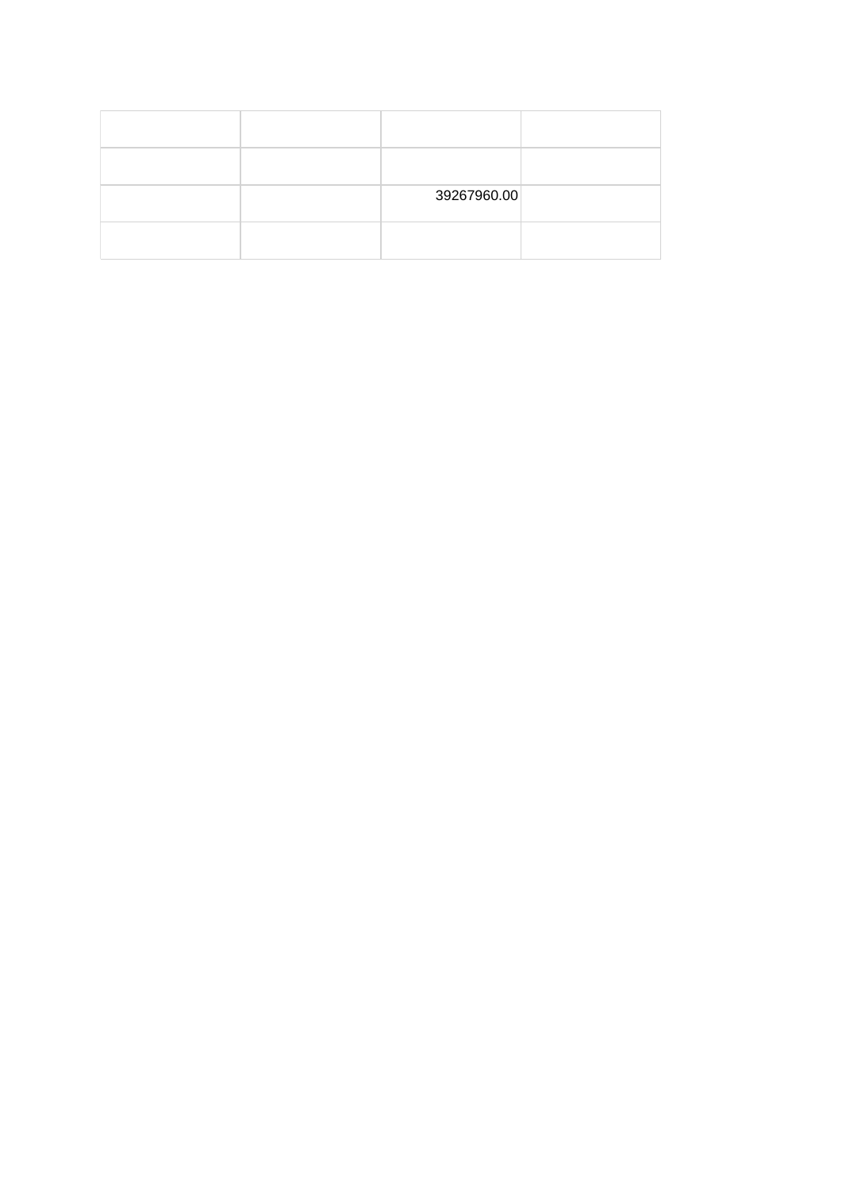| | | | |
|---|---|---|---|
| | | | |
| | | | |
| | | 39267960.00 | |
| | | | |